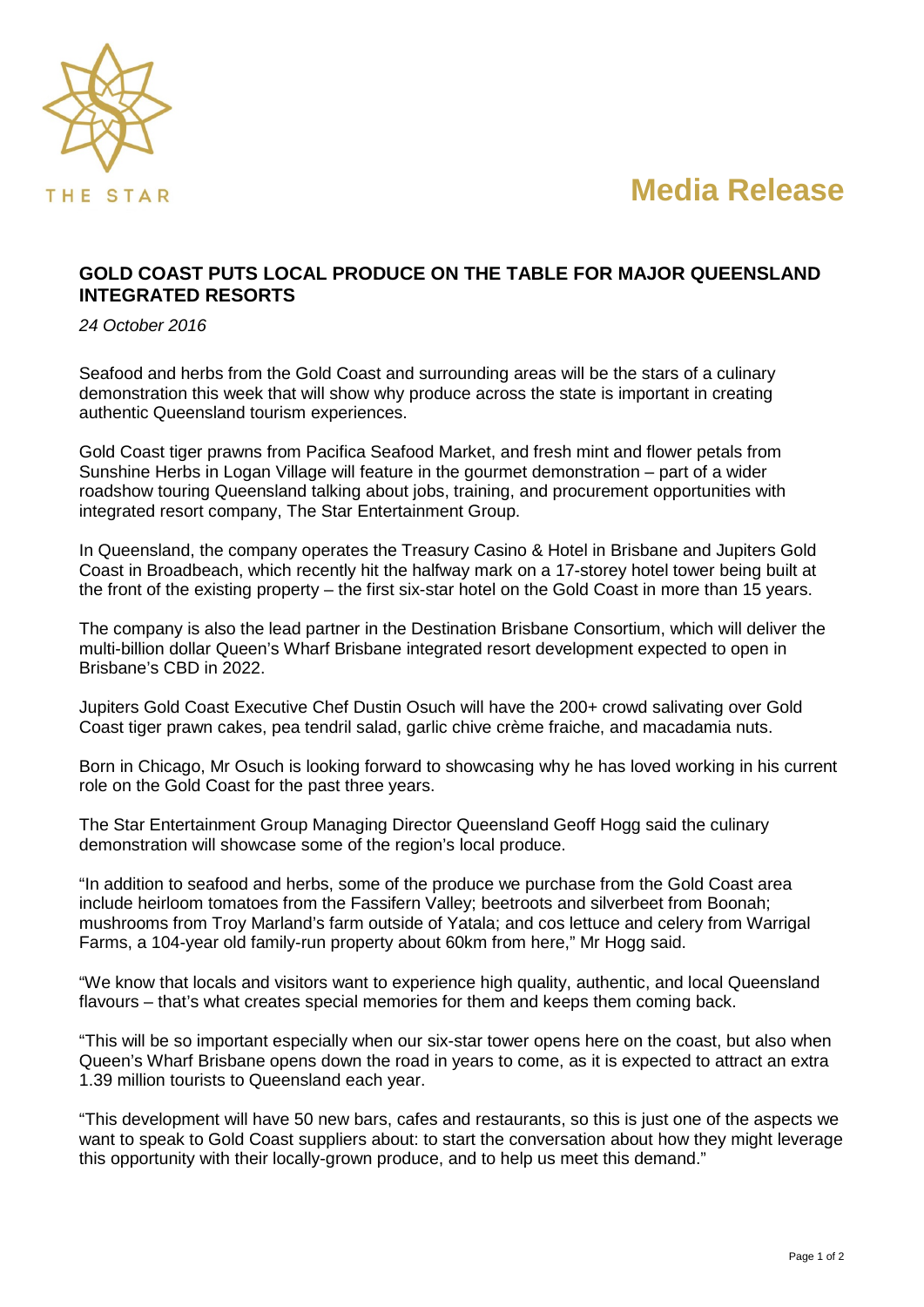THE STAR

# Media Release

## GOLD COAST PUTS LOCAL PRODUCE ON THE TABLE FOR MAJOR QUEENSLAND INTEGRATED RESORTS

*24 October 2016*

Seafood and herbs from the Gold Coast and surrounding areas will be the stars of a culinary demonstration this week that will show why produce across the state is important in creating authentic Queensland tourism experiences.

Gold Coast tiger prawns from Pacifica Seafood Market, and fresh mint and flower petals from Sunshine Herbs in Logan Village will feature in the gourmet demonstration – part of a wider roadshow touring Queensland talking about jobs, training, and procurement opportunities with integrated resort company, The Star Entertainment Group.

In Queensland, the company operates the Treasury Casino & Hotel in Brisbane and Jupiters Gold Coast in Broadbeach, which recently hit the halfway mark on a 17-storey hotel tower being built at the front of the existing property – the first six-star hotel on the Gold Coast in more than 15 years.

The company is also the lead partner in the Destination Brisbane Consortium, which will deliver the multi-billion dollar Queen's Wharf Brisbane integrated resort development expected to open in Brisbane's CBD in 2022.

Jupiters Gold Coast Executive Chef Dustin Osuch will have the 200+ crowd salivating over Gold Coast tiger prawn cakes, pea tendril salad, garlic chive crème fraiche, and macadamia nuts.

Born in Chicago, Mr Osuch is looking forward to showcasing why he has loved working in his current role on the Gold Coast for the past three years.

The Star Entertainment Group Managing Director Queensland Geoff Hogg said the culinary demonstration will showcase some of the region's local produce.

"In addition to seafood and herbs, some of the produce we purchase from the Gold Coast area include heirloom tomatoes from the Fassifern Valley; beetroots and silverbeet from Boonah; mushrooms from Troy Marland's farm outside of Yatala; and cos lettuce and celery from Warrigal Farms, a 104-year old family-run property about 60km from here," Mr Hogg said.

"We know that locals and visitors want to experience high quality, authentic, and local Queensland flavours – that's what creates special memories for them and keeps them coming back.

"This will be so important especially when our six-star tower opens here on the coast, but also when Queen's Wharf Brisbane opens down the road in years to come, as it is expected to attract an extra 1.39 million tourists to Queensland each year.

"This development will have 50 new bars, cafes and restaurants, so this is just one of the aspects we want to speak to Gold Coast suppliers about: to start the conversation about how they might leverage this opportunity with their locally-grown produce, and to help us meet this demand."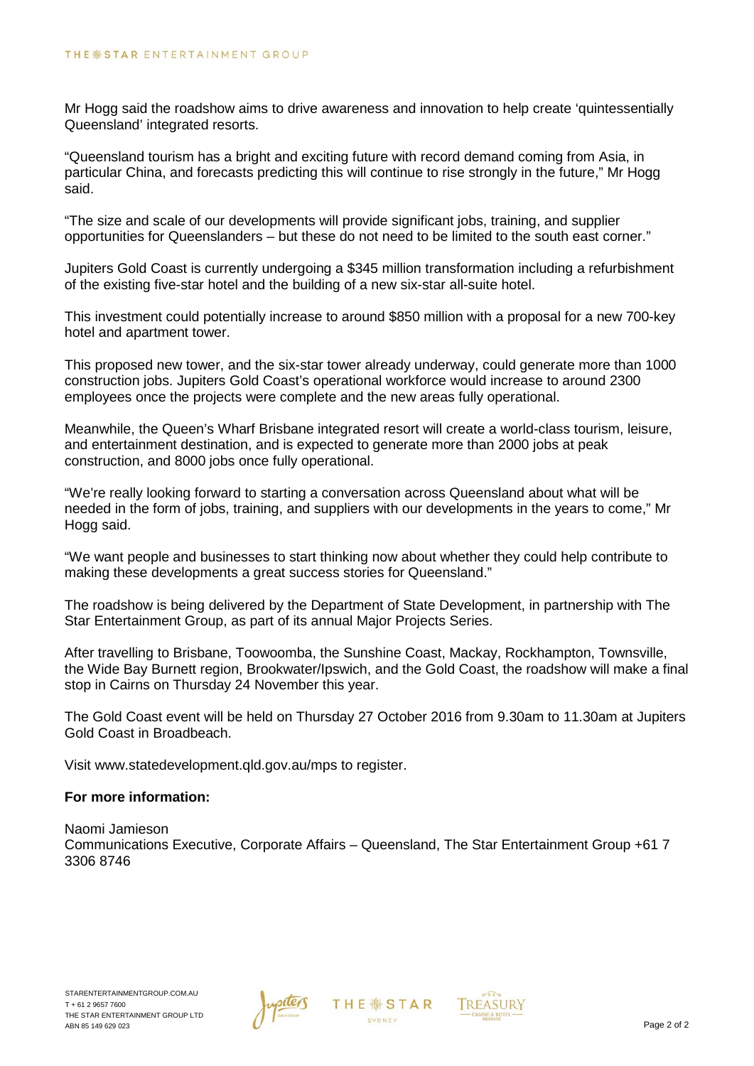Mr Hogg said the roadshow aims to drive awareness and innovation to help create 'quintessentially Queensland' integrated resorts.

"Queensland tourism has a bright and exciting future with record demand coming from Asia, in particular China, and forecasts predicting this will continue to rise strongly in the future," Mr Hogg said.

"The size and scale of our developments will provide significant jobs, training, and supplier opportunities for Queenslanders – but these do not need to be limited to the south east corner."

Jupiters Gold Coast is currently undergoing a $345 million transformation including a refurbishment of the existing five-star hotel and the building of a new six-star all-suite hotel.

This investment could potentially increase to around $850 million with a proposal for a new 700-key hotel and apartment tower.

This proposed new tower, and the six-star tower already underway, could generate more than 1000 construction jobs. Jupiters Gold Coast's operational workforce would increase to around 2300 employees once the projects were complete and the new areas fully operational.

Meanwhile, the Queen's Wharf Brisbane integrated resort will create a world-class tourism, leisure, and entertainment destination, and is expected to generate more than 2000 jobs at peak construction, and 8000 jobs once fully operational.

"We're really looking forward to starting a conversation across Queensland about what will be needed in the form of jobs, training, and suppliers with our developments in the years to come," Mr Hogg said.

"We want people and businesses to start thinking now about whether they could help contribute to making these developments a great success stories for Queensland."

The roadshow is being delivered by the Department of State Development, in partnership with The Star Entertainment Group, as part of its annual Major Projects Series.

After travelling to Brisbane, Toowoomba, the Sunshine Coast, Mackay, Rockhampton, Townsville, the Wide Bay Burnett region, Brookwater/Ipswich, and the Gold Coast, the roadshow will make a final stop in Cairns on Thursday 24 November this year.

The Gold Coast event will be held on Thursday 27 October 2016 from 9.30am to 11.30am at Jupiters Gold Coast in Broadbeach.

Visit www.statedevelopment.qld.gov.au/mps to register.

**For more information:**

Naomi Jamieson
Communications Executive, Corporate Affairs – Queensland, The Star Entertainment Group +61 7 3306 8746

STARENTERTAINMENTGROUP.COM.AU
T + 61 2 9657 7600
THE STAR ENTERTAINMENT GROUP LTD
ABN 85 149 629 023